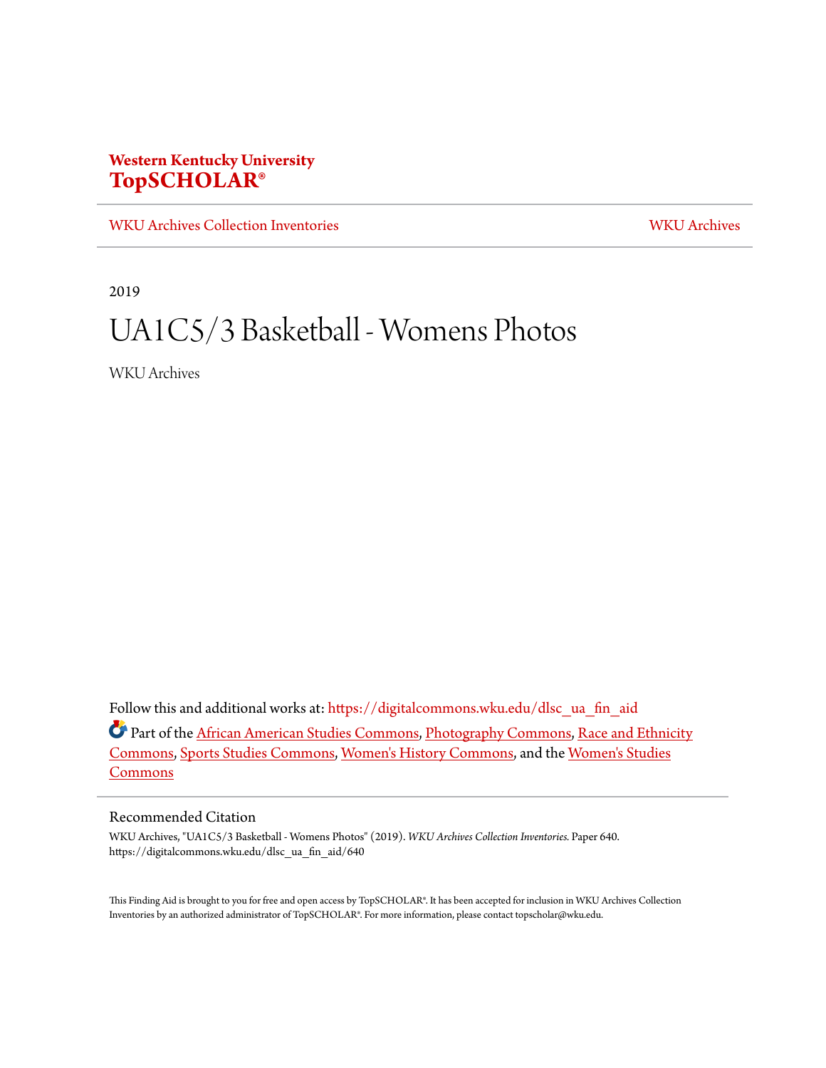**Western Kentucky University**
**TopSCHOLAR®**

WKU Archives Collection Inventories | WKU Archives

2019

# UA1C5/3 Basketball - Womens Photos

WKU Archives

Follow this and additional works at: https://digitalcommons.wku.edu/dlsc_ua_fin_aid

Part of the African American Studies Commons, Photography Commons, Race and Ethnicity Commons, Sports Studies Commons, Women's History Commons, and the Women's Studies Commons

## Recommended Citation

WKU Archives, "UA1C5/3 Basketball - Womens Photos" (2019). *WKU Archives Collection Inventories.* Paper 640.
https://digitalcommons.wku.edu/dlsc_ua_fin_aid/640

This Finding Aid is brought to you for free and open access by TopSCHOLAR®. It has been accepted for inclusion in WKU Archives Collection Inventories by an authorized administrator of TopSCHOLAR®. For more information, please contact topscholar@wku.edu.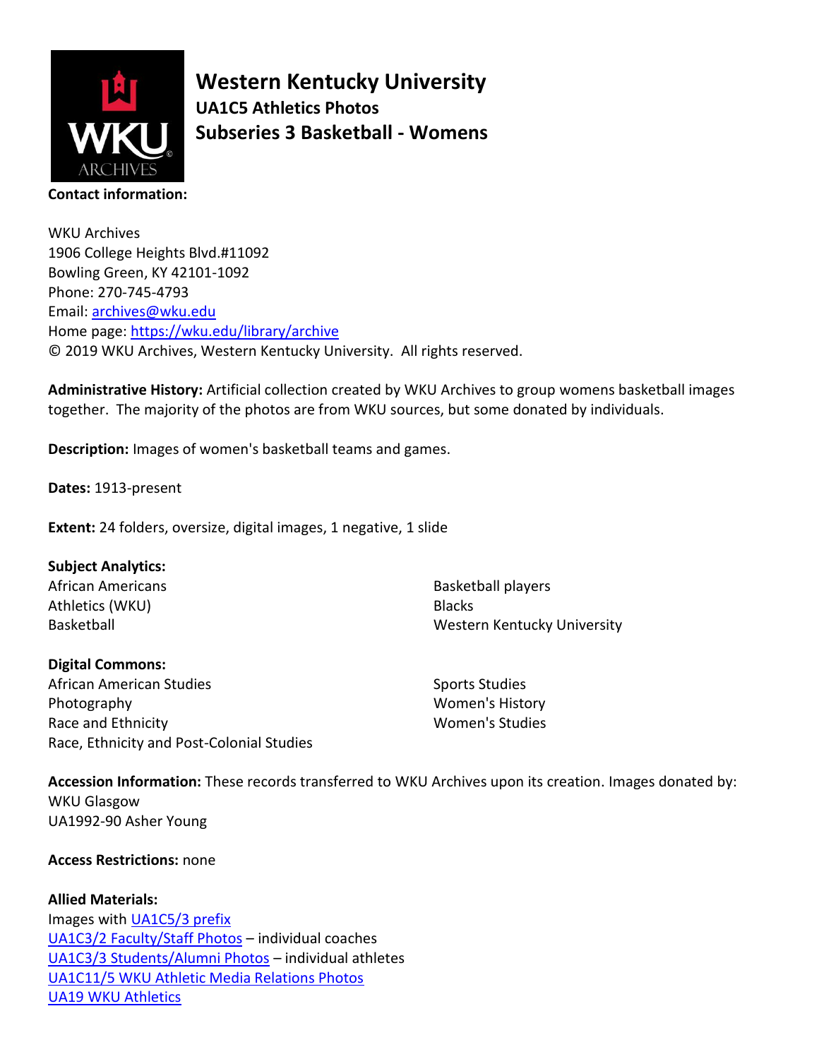# Western Kentucky University

## UA1C5 Athletics Photos

## Subseries 3 Basketball - Womens

**Contact information:**

WKU Archives
1906 College Heights Blvd.#11092
Bowling Green, KY 42101-1092
Phone: 270-745-4793
Email: [archives@wku.edu](mailto:archives@wku.edu)
Home page: [https://wku.edu/library/archive](https://wku.edu/library/archive)
© 2019 WKU Archives, Western Kentucky University. All rights reserved.

**Administrative History:** Artificial collection created by WKU Archives to group womens basketball images together. The majority of the photos are from WKU sources, but some donated by individuals.

**Description:** Images of women's basketball teams and games.

**Dates:** 1913-present

**Extent:** 24 folders, oversize, digital images, 1 negative, 1 slide

**Subject Analytics:**
African Americans
Athletics (WKU)
Basketball
Basketball players
Blacks
Western Kentucky University

**Digital Commons:**
African American Studies
Photography
Race and Ethnicity
Race, Ethnicity and Post-Colonial Studies
Sports Studies
Women's History
Women's Studies

**Accession Information:** These records transferred to WKU Archives upon its creation. Images donated by:
WKU Glasgow
UA1992-90 Asher Young

**Access Restrictions:** none

**Allied Materials:**
Images with UA1C5/3 prefix
UA1C3/2 Faculty/Staff Photos – individual coaches
UA1C3/3 Students/Alumni Photos – individual athletes
UA1C11/5 WKU Athletic Media Relations Photos
UA19 WKU Athletics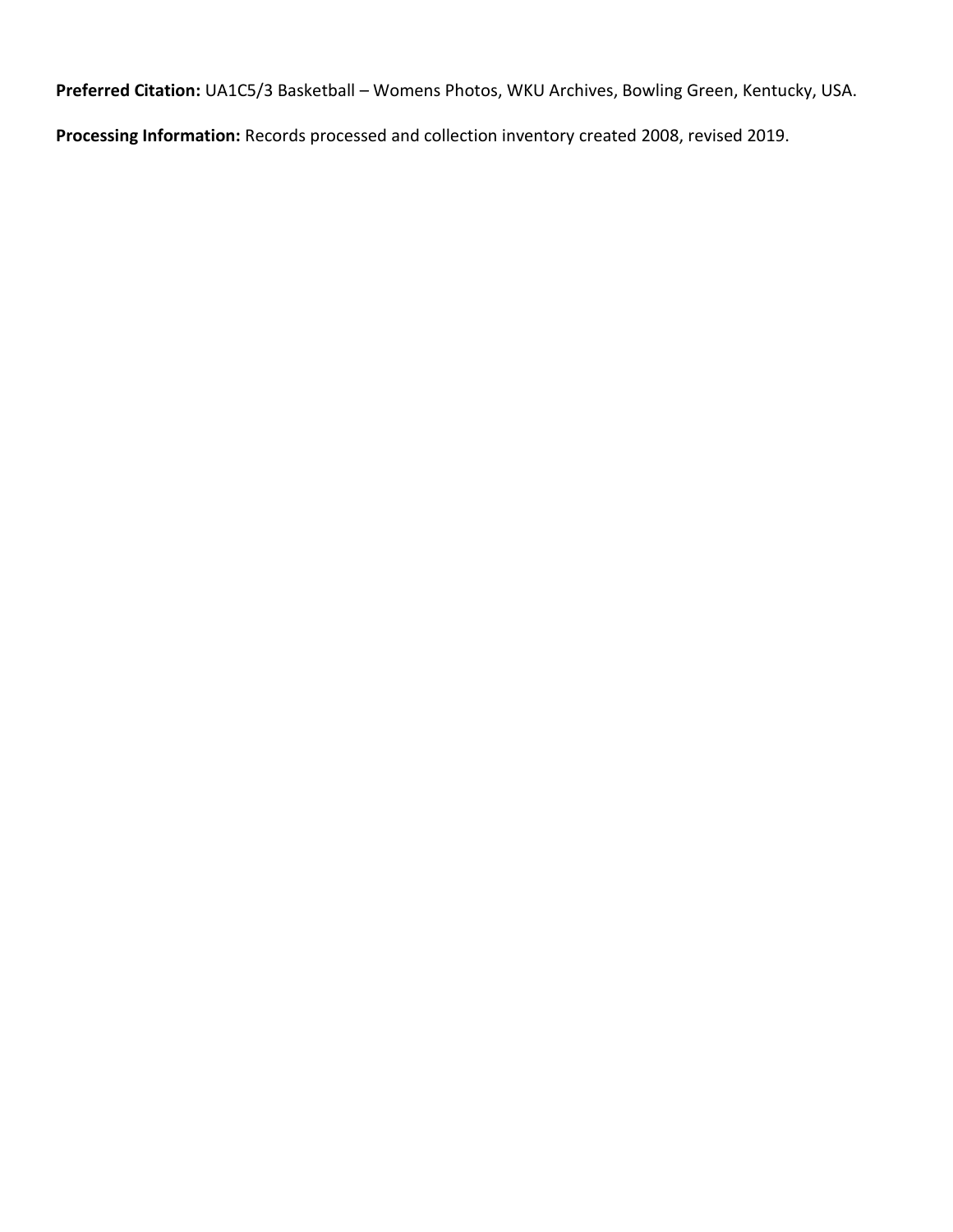**Preferred Citation:** UA1C5/3 Basketball – Womens Photos, WKU Archives, Bowling Green, Kentucky, USA.

**Processing Information:** Records processed and collection inventory created 2008, revised 2019.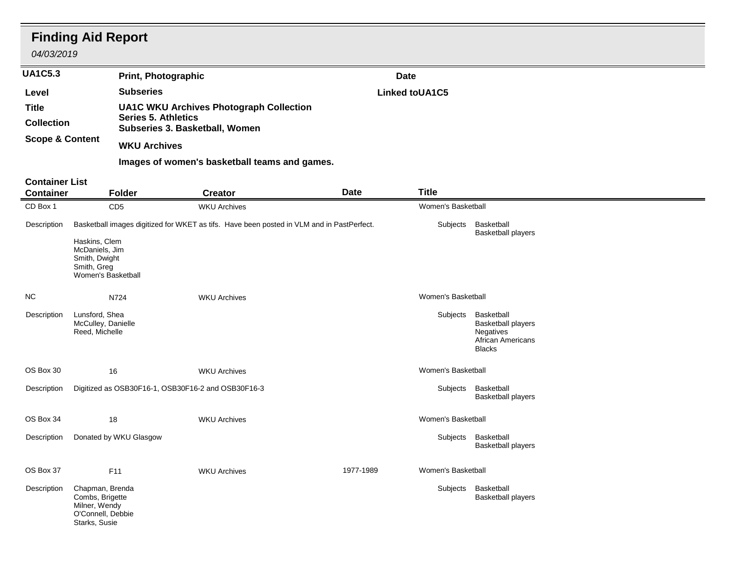# Finding Aid Report

*04/03/2019*

| | | | |
|---|---|---|---|
| **UA1C5.3** | **Print, Photographic** | **Date** | |
| **Level** | **Subseries** | **Linked to** | **UA1C5** |
| **Title** | **UA1C WKU Archives Photograph Collection Series 5. Athletics Subseries 3. Basketball, Women** | | |
| **Collection** | **WKU Archives** | | |
| **Scope & Content** | **Images of women's basketball teams and games.** | | |

## Container List

| Container | Folder | Creator | Date | Title |
|---|---|---|---|---|
| CD Box 1 | CD5 | WKU Archives | | Women's Basketball |

Description: Basketball images digitized for WKET as tifs. Have been posted in VLM and in PastPerfect.

Haskins, Clem
McDaniels, Jim
Smith, Dwight
Smith, Greg
Women's Basketball

Subjects: Basketball; Basketball players

| Container | Folder | Creator | Date | Title |
|---|---|---|---|---|
| NC | N724 | WKU Archives | | Women's Basketball |

Description: Lunsford, Shea
McCulley, Danielle
Reed, Michelle

Subjects: Basketball; Basketball players; Negatives; African Americans; Blacks

| Container | Folder | Creator | Date | Title |
|---|---|---|---|---|
| OS Box 30 | 16 | WKU Archives | | Women's Basketball |

Description: Digitized as OSB30F16-1, OSB30F16-2 and OSB30F16-3

Subjects: Basketball; Basketball players

| Container | Folder | Creator | Date | Title |
|---|---|---|---|---|
| OS Box 34 | 18 | WKU Archives | | Women's Basketball |

Description: Donated by WKU Glasgow

Subjects: Basketball; Basketball players

| Container | Folder | Creator | Date | Title |
|---|---|---|---|---|
| OS Box 37 | F11 | WKU Archives | 1977-1989 | Women's Basketball |

Description: Chapman, Brenda
Combs, Brigette
Milner, Wendy
O'Connell, Debbie
Starks, Susie

Subjects: Basketball; Basketball players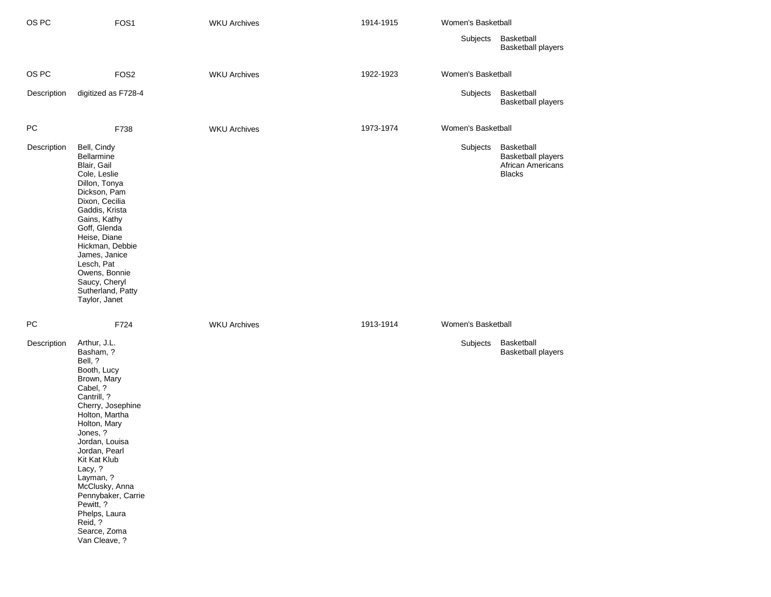| OS PC | FOS1 | WKU Archives | 1914-1915 | Women's Basketball |
|---|---|---|---|---|

Subjects: Basketball
Basketball players

| OS PC | FOS2 | WKU Archives | 1922-1923 | Women's Basketball |
|---|---|---|---|---|

Description: digitized as F728-4

Subjects: Basketball
Basketball players

| PC | F738 | WKU Archives | 1973-1974 | Women's Basketball |
|---|---|---|---|---|

Description:
Bell, Cindy
Bellarmine
Blair, Gail
Cole, Leslie
Dillon, Tonya
Dickson, Pam
Dixon, Cecilia
Gaddis, Krista
Gains, Kathy
Goff, Glenda
Heise, Diane
Hickman, Debbie
James, Janice
Lesch, Pat
Owens, Bonnie
Saucy, Cheryl
Sutherland, Patty
Taylor, Janet

Subjects: Basketball
Basketball players
African Americans
Blacks

| PC | F724 | WKU Archives | 1913-1914 | Women's Basketball |
|---|---|---|---|---|

Description:
Arthur, J.L.
Basham, ?
Bell, ?
Booth, Lucy
Brown, Mary
Cabel, ?
Cantrill, ?
Cherry, Josephine
Holton, Martha
Holton, Mary
Jones, ?
Jordan, Louisa
Jordan, Pearl
Kit Kat Klub
Lacy, ?
Layman, ?
McClusky, Anna
Pennybaker, Carrie
Pewitt, ?
Phelps, Laura
Reid, ?
Searce, Zoma
Van Cleave, ?

Subjects: Basketball
Basketball players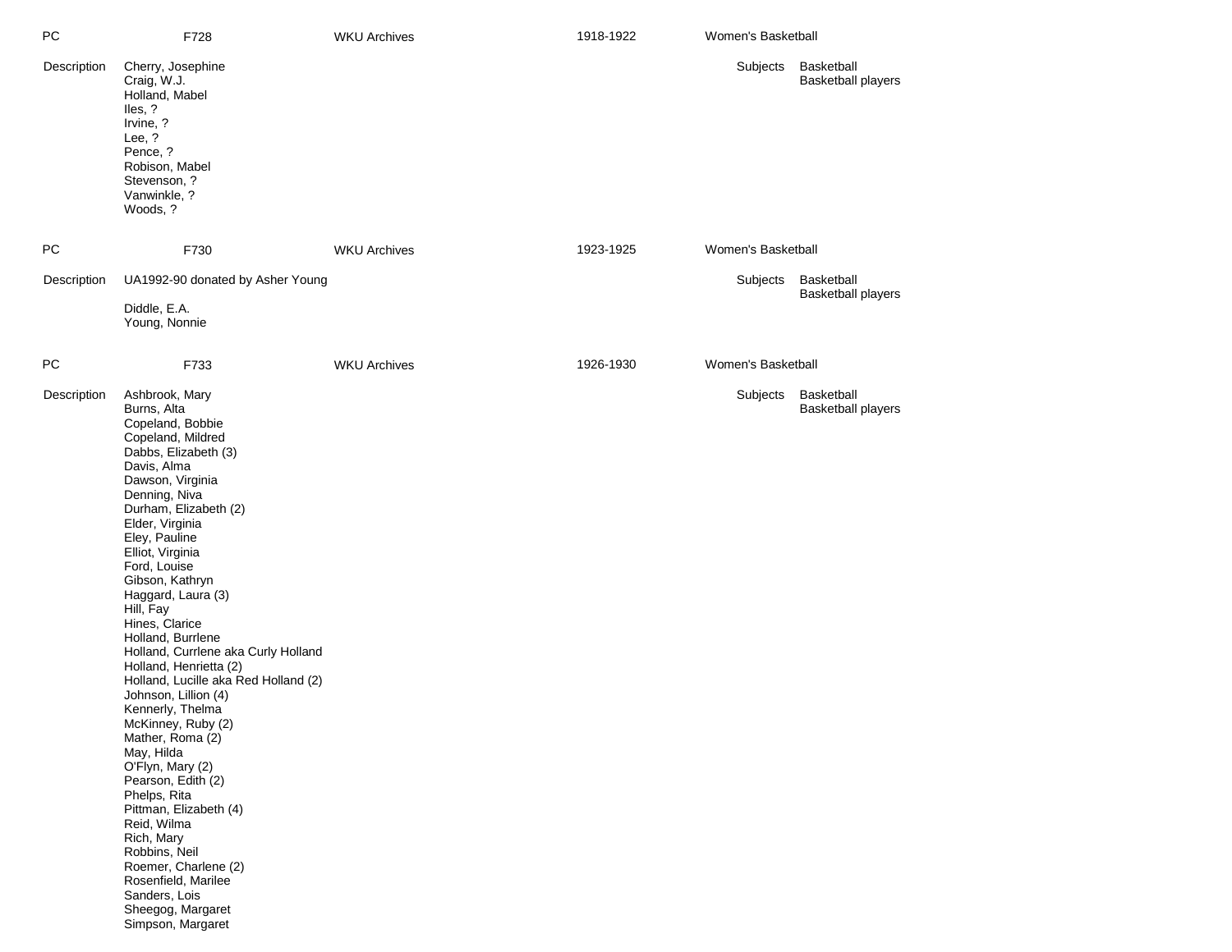| PC | F728 | WKU Archives | 1918-1922 | Women's Basketball |
|---|---|---|---|---|

**Description**

Cherry, Josephine
Craig, W.J.
Holland, Mabel
Iles, ?
Irvine, ?
Lee, ?
Pence, ?
Robison, Mabel
Stevenson, ?
Vanwinkle, ?
Woods, ?

**Subjects**

Basketball
Basketball players

| PC | F730 | WKU Archives | 1923-1925 | Women's Basketball |
|---|---|---|---|---|

**Description**

UA1992-90 donated by Asher Young

Diddle, E.A.
Young, Nonnie

**Subjects**

Basketball
Basketball players

| PC | F733 | WKU Archives | 1926-1930 | Women's Basketball |
|---|---|---|---|---|

**Description**

Ashbrook, Mary
Burns, Alta
Copeland, Bobbie
Copeland, Mildred
Dabbs, Elizabeth (3)
Davis, Alma
Dawson, Virginia
Denning, Niva
Durham, Elizabeth (2)
Elder, Virginia
Eley, Pauline
Elliot, Virginia
Ford, Louise
Gibson, Kathryn
Haggard, Laura (3)
Hill, Fay
Hines, Clarice
Holland, Burrlene
Holland, Currlene aka Curly Holland
Holland, Henrietta (2)
Holland, Lucille aka Red Holland (2)
Johnson, Lillion (4)
Kennerly, Thelma
McKinney, Ruby (2)
Mather, Roma (2)
May, Hilda
O'Flyn, Mary (2)
Pearson, Edith (2)
Phelps, Rita
Pittman, Elizabeth (4)
Reid, Wilma
Rich, Mary
Robbins, Neil
Roemer, Charlene (2)
Rosenfield, Marilee
Sanders, Lois
Sheegog, Margaret
Simpson, Margaret

**Subjects**

Basketball
Basketball players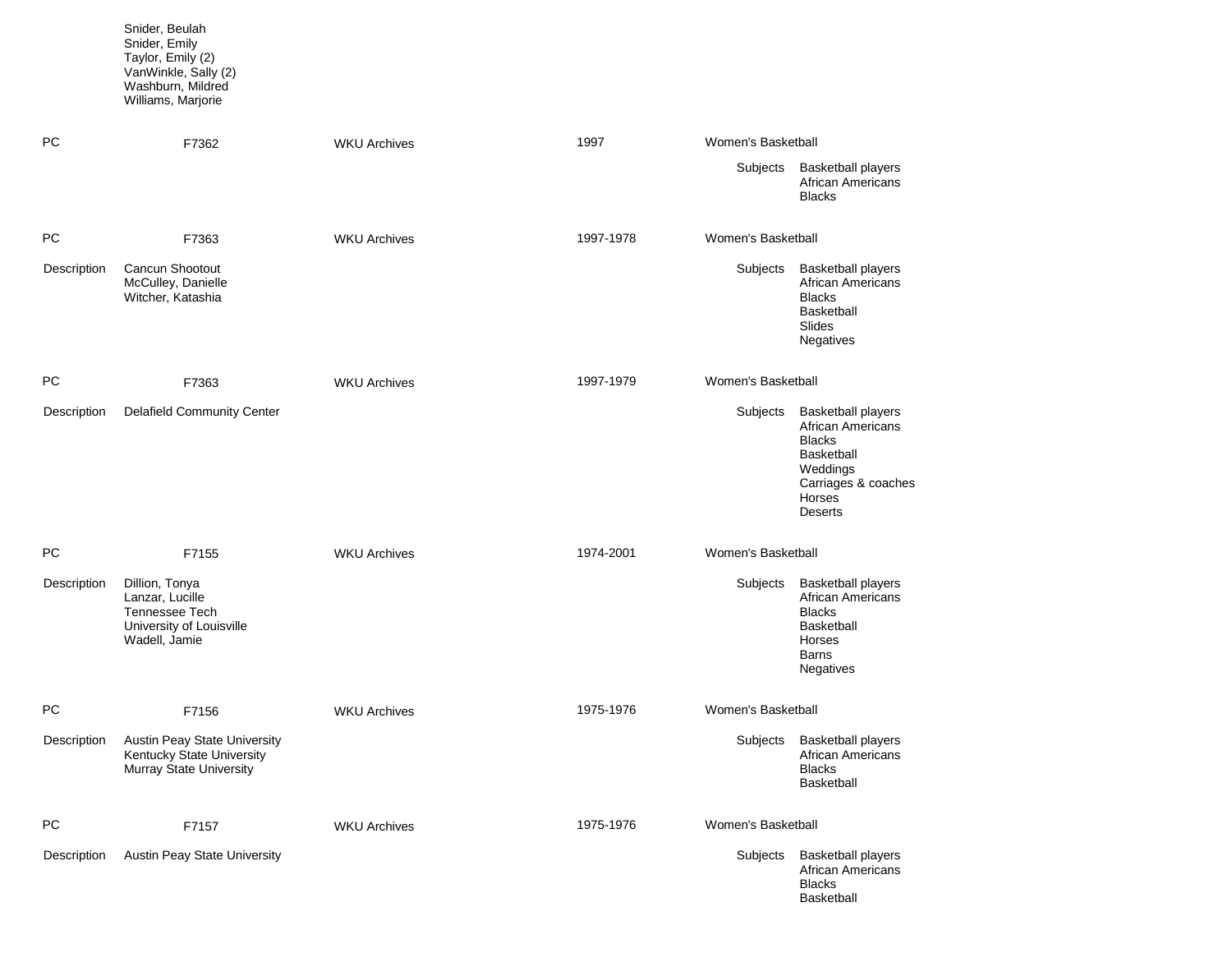Snider, Beulah
Snider, Emily
Taylor, Emily (2)
VanWinkle, Sally (2)
Washburn, Mildred
Williams, Marjorie

PC | F7362 | WKU Archives | 1997 | Women's Basketball

Subjects: Basketball players; African Americans; Blacks

PC | F7363 | WKU Archives | 1997-1978 | Women's Basketball

Description: Cancun Shootout; McCulley, Danielle; Witcher, Katashia

Subjects: Basketball players; African Americans; Blacks; Basketball; Slides; Negatives

PC | F7363 | WKU Archives | 1997-1979 | Women's Basketball

Description: Delafield Community Center

Subjects: Basketball players; African Americans; Blacks; Basketball; Weddings; Carriages & coaches; Horses; Deserts

PC | F7155 | WKU Archives | 1974-2001 | Women's Basketball

Description: Dillion, Tonya; Lanzar, Lucille; Tennessee Tech; University of Louisville; Wadell, Jamie

Subjects: Basketball players; African Americans; Blacks; Basketball; Horses; Barns; Negatives

PC | F7156 | WKU Archives | 1975-1976 | Women's Basketball

Description: Austin Peay State University; Kentucky State University; Murray State University

Subjects: Basketball players; African Americans; Blacks; Basketball

PC | F7157 | WKU Archives | 1975-1976 | Women's Basketball

Description: Austin Peay State University

Subjects: Basketball players; African Americans; Blacks; Basketball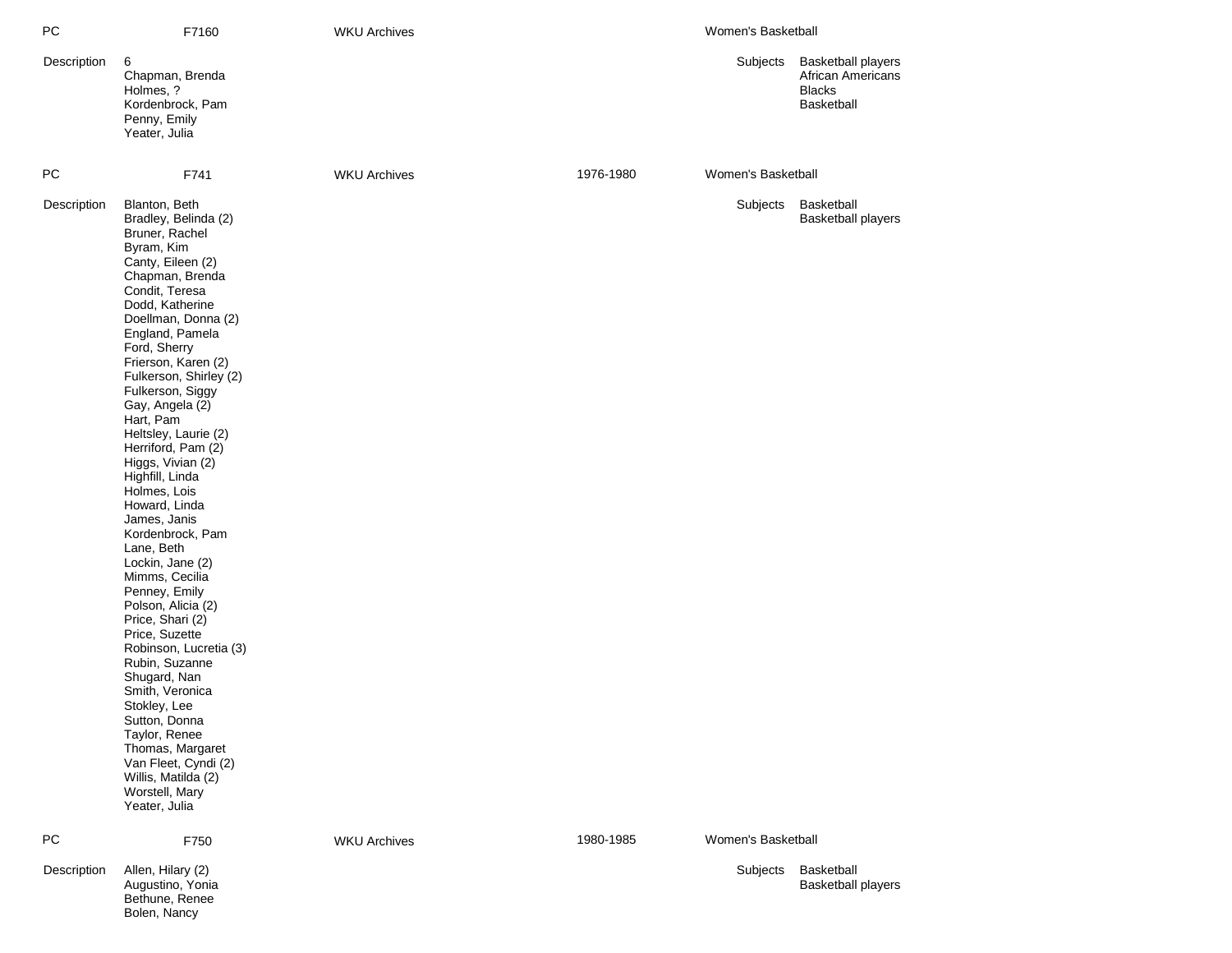PC F7160 WKU Archives Women's Basketball

Description
6
Chapman, Brenda
Holmes, ?
Kordenbrock, Pam
Penny, Emily
Yeater, Julia

Subjects
Basketball players
African Americans
Blacks
Basketball

PC F741 WKU Archives 1976-1980 Women's Basketball

Description
Blanton, Beth
Bradley, Belinda (2)
Bruner, Rachel
Byram, Kim
Canty, Eileen (2)
Chapman, Brenda
Condit, Teresa
Dodd, Katherine
Doellman, Donna (2)
England, Pamela
Ford, Sherry
Frierson, Karen (2)
Fulkerson, Shirley (2)
Fulkerson, Siggy
Gay, Angela (2)
Hart, Pam
Heltsley, Laurie (2)
Herriford, Pam (2)
Higgs, Vivian (2)
Highfill, Linda
Holmes, Lois
Howard, Linda
James, Janis
Kordenbrock, Pam
Lane, Beth
Lockin, Jane (2)
Mimms, Cecilia
Penney, Emily
Polson, Alicia (2)
Price, Shari (2)
Price, Suzette
Robinson, Lucretia (3)
Rubin, Suzanne
Shugard, Nan
Smith, Veronica
Stokley, Lee
Sutton, Donna
Taylor, Renee
Thomas, Margaret
Van Fleet, Cyndi (2)
Willis, Matilda (2)
Worstell, Mary
Yeater, Julia

Subjects
Basketball
Basketball players

PC F750 WKU Archives 1980-1985 Women's Basketball

Description
Allen, Hilary (2)
Augustino, Yonia
Bethune, Renee
Bolen, Nancy

Subjects
Basketball
Basketball players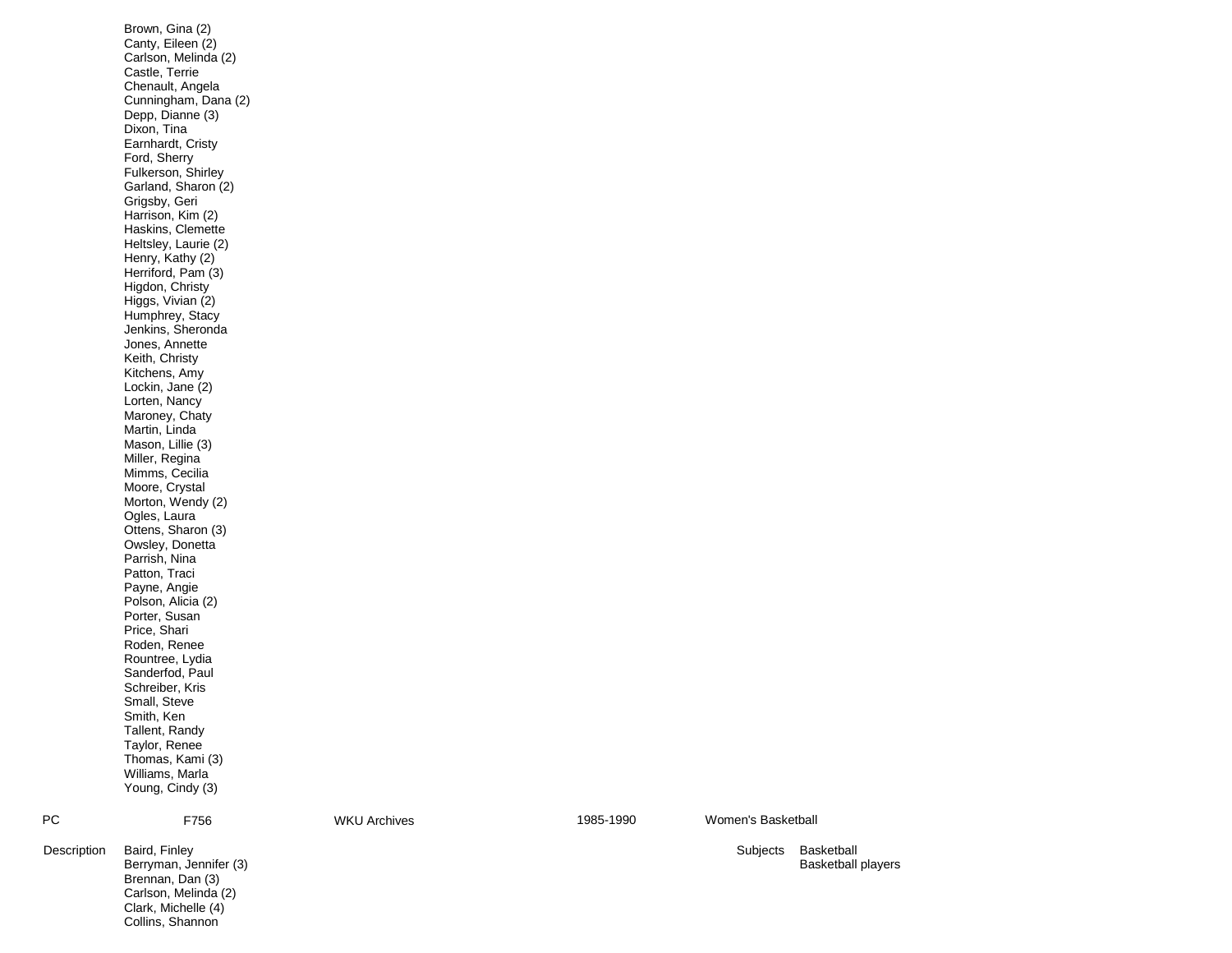Brown, Gina (2)
Canty, Eileen (2)
Carlson, Melinda (2)
Castle, Terrie
Chenault, Angela
Cunningham, Dana (2)
Depp, Dianne (3)
Dixon, Tina
Earnhardt, Cristy
Ford, Sherry
Fulkerson, Shirley
Garland, Sharon (2)
Grigsby, Geri
Harrison, Kim (2)
Haskins, Clemette
Heltsley, Laurie (2)
Henry, Kathy (2)
Herriford, Pam (3)
Higdon, Christy
Higgs, Vivian (2)
Humphrey, Stacy
Jenkins, Sheronda
Jones, Annette
Keith, Christy
Kitchens, Amy
Lockin, Jane (2)
Lorten, Nancy
Maroney, Chaty
Martin, Linda
Mason, Lillie (3)
Miller, Regina
Mimms, Cecilia
Moore, Crystal
Morton, Wendy (2)
Ogles, Laura
Ottens, Sharon (3)
Owsley, Donetta
Parrish, Nina
Patton, Traci
Payne, Angie
Polson, Alicia (2)
Porter, Susan
Price, Shari
Roden, Renee
Rountree, Lydia
Sanderfod, Paul
Schreiber, Kris
Small, Steve
Smith, Ken
Tallent, Randy
Taylor, Renee
Thomas, Kami (3)
Williams, Marla
Young, Cindy (3)

| PC | F756 | WKU Archives | 1985-1990 | Women's Basketball |
|---|---|---|---|---|

Description

Baird, Finley
Berryman, Jennifer (3)
Brennan, Dan (3)
Carlson, Melinda (2)
Clark, Michelle (4)
Collins, Shannon

Subjects

Basketball
Basketball players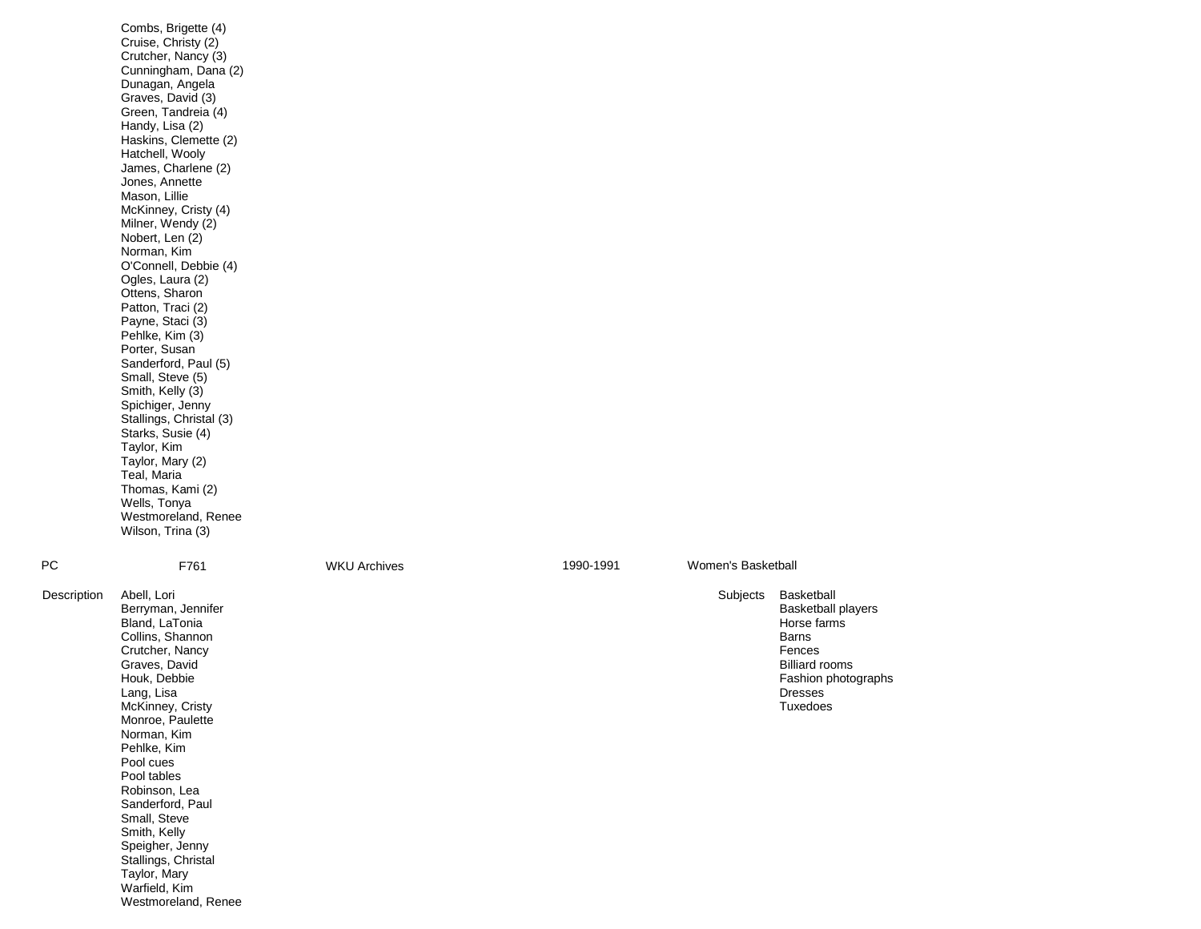Combs, Brigette (4)
Cruise, Christy (2)
Crutcher, Nancy (3)
Cunningham, Dana (2)
Dunagan, Angela
Graves, David (3)
Green, Tandreia (4)
Handy, Lisa (2)
Haskins, Clemette (2)
Hatchell, Wooly
James, Charlene (2)
Jones, Annette
Mason, Lillie
McKinney, Cristy (4)
Milner, Wendy (2)
Nobert, Len (2)
Norman, Kim
O'Connell, Debbie (4)
Ogles, Laura (2)
Ottens, Sharon
Patton, Traci (2)
Payne, Staci (3)
Pehlke, Kim (3)
Porter, Susan
Sanderford, Paul (5)
Small, Steve (5)
Smith, Kelly (3)
Spichiger, Jenny
Stallings, Christal (3)
Starks, Susie (4)
Taylor, Kim
Taylor, Mary (2)
Teal, Maria
Thomas, Kami (2)
Wells, Tonya
Westmoreland, Renee
Wilson, Trina (3)

| PC | F761 | WKU Archives | 1990-1991 | Women's Basketball |
|---|---|---|---|---|

Description
Abell, Lori
Berryman, Jennifer
Bland, LaTonia
Collins, Shannon
Crutcher, Nancy
Graves, David
Houk, Debbie
Lang, Lisa
McKinney, Cristy
Monroe, Paulette
Norman, Kim
Pehlke, Kim
Pool cues
Pool tables
Robinson, Lea
Sanderford, Paul
Small, Steve
Smith, Kelly
Speigher, Jenny
Stallings, Christal
Taylor, Mary
Warfield, Kim
Westmoreland, Renee

Subjects
Basketball
Basketball players
Horse farms
Barns
Fences
Billiard rooms
Fashion photographs
Dresses
Tuxedoes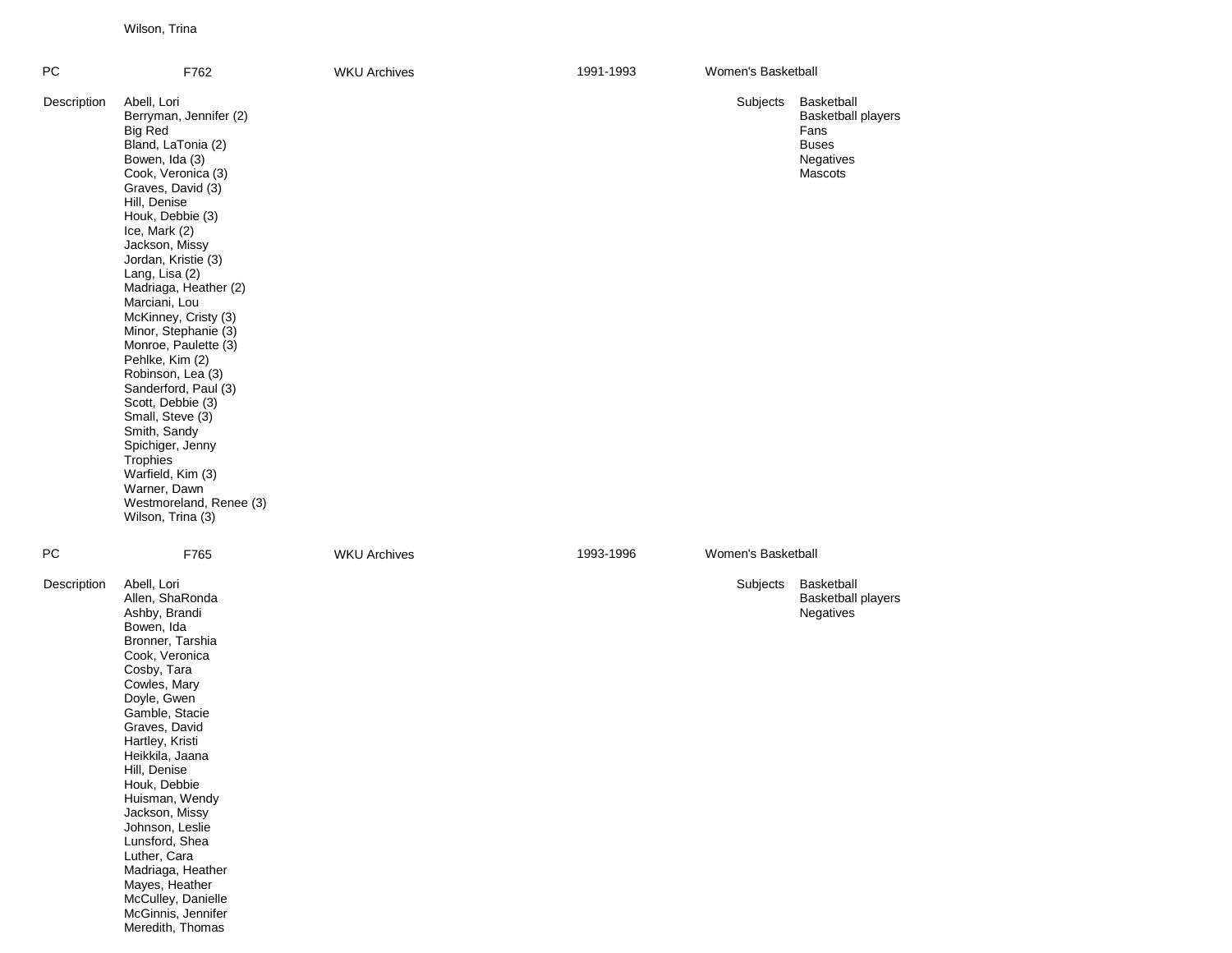Wilson, Trina

| PC | F762 | WKU Archives | 1991-1993 | Women's Basketball |
|---|---|---|---|---|

**Description**

Abell, Lori
Berryman, Jennifer (2)
Big Red
Bland, LaTonia (2)
Bowen, Ida (3)
Cook, Veronica (3)
Graves, David (3)
Hill, Denise
Houk, Debbie (3)
Ice, Mark (2)
Jackson, Missy
Jordan, Kristie (3)
Lang, Lisa (2)
Madriaga, Heather (2)
Marciani, Lou
McKinney, Cristy (3)
Minor, Stephanie (3)
Monroe, Paulette (3)
Pehlke, Kim (2)
Robinson, Lea (3)
Sanderford, Paul (3)
Scott, Debbie (3)
Small, Steve (3)
Smith, Sandy
Spichiger, Jenny
Trophies
Warfield, Kim (3)
Warner, Dawn
Westmoreland, Renee (3)
Wilson, Trina (3)

**Subjects**

Basketball
Basketball players
Fans
Buses
Negatives
Mascots

| PC | F765 | WKU Archives | 1993-1996 | Women's Basketball |
|---|---|---|---|---|

**Description**

Abell, Lori
Allen, ShaRonda
Ashby, Brandi
Bowen, Ida
Bronner, Tarshia
Cook, Veronica
Cosby, Tara
Cowles, Mary
Doyle, Gwen
Gamble, Stacie
Graves, David
Hartley, Kristi
Heikkila, Jaana
Hill, Denise
Houk, Debbie
Huisman, Wendy
Jackson, Missy
Johnson, Leslie
Lunsford, Shea
Luther, Cara
Madriaga, Heather
Mayes, Heather
McCulley, Danielle
McGinnis, Jennifer
Meredith, Thomas

**Subjects**

Basketball
Basketball players
Negatives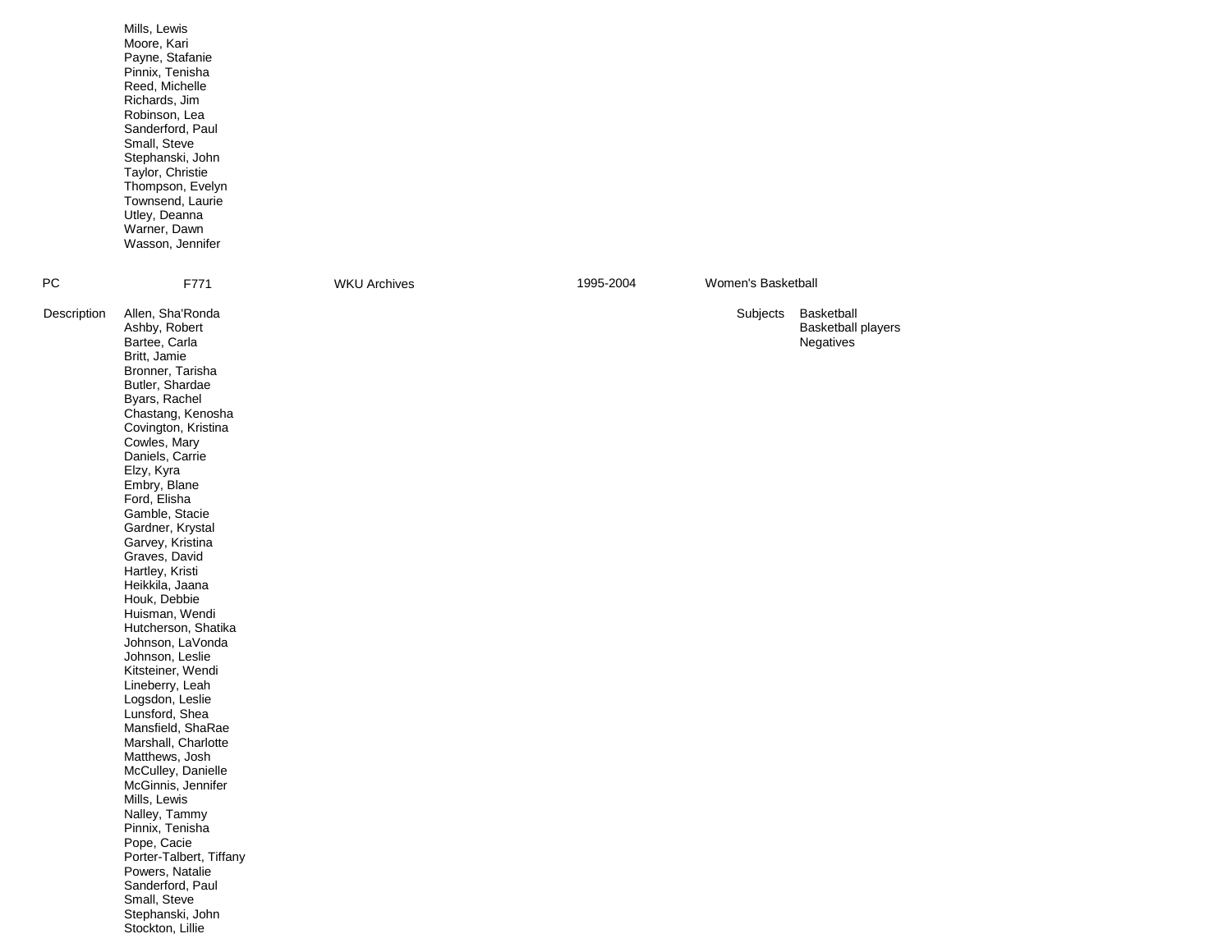Mills, Lewis
Moore, Kari
Payne, Stafanie
Pinnix, Tenisha
Reed, Michelle
Richards, Jim
Robinson, Lea
Sanderford, Paul
Small, Steve
Stephanski, John
Taylor, Christie
Thompson, Evelyn
Townsend, Laurie
Utley, Deanna
Warner, Dawn
Wasson, Jennifer

| PC | F771 | WKU Archives | 1995-2004 | Women's Basketball |
|---|---|---|---|---|

**Description**

Allen, Sha'Ronda
Ashby, Robert
Bartee, Carla
Britt, Jamie
Bronner, Tarisha
Butler, Shardae
Byars, Rachel
Chastang, Kenosha
Covington, Kristina
Cowles, Mary
Daniels, Carrie
Elzy, Kyra
Embry, Blane
Ford, Elisha
Gamble, Stacie
Gardner, Krystal
Garvey, Kristina
Graves, David
Hartley, Kristi
Heikkila, Jaana
Houk, Debbie
Huisman, Wendi
Hutcherson, Shatika
Johnson, LaVonda
Johnson, Leslie
Kitsteiner, Wendi
Lineberry, Leah
Logsdon, Leslie
Lunsford, Shea
Mansfield, ShaRae
Marshall, Charlotte
Matthews, Josh
McCulley, Danielle
McGinnis, Jennifer
Mills, Lewis
Nalley, Tammy
Pinnix, Tenisha
Pope, Cacie
Porter-Talbert, Tiffany
Powers, Natalie
Sanderford, Paul
Small, Steve
Stephanski, John
Stockton, Lillie

**Subjects**

Basketball
Basketball players
Negatives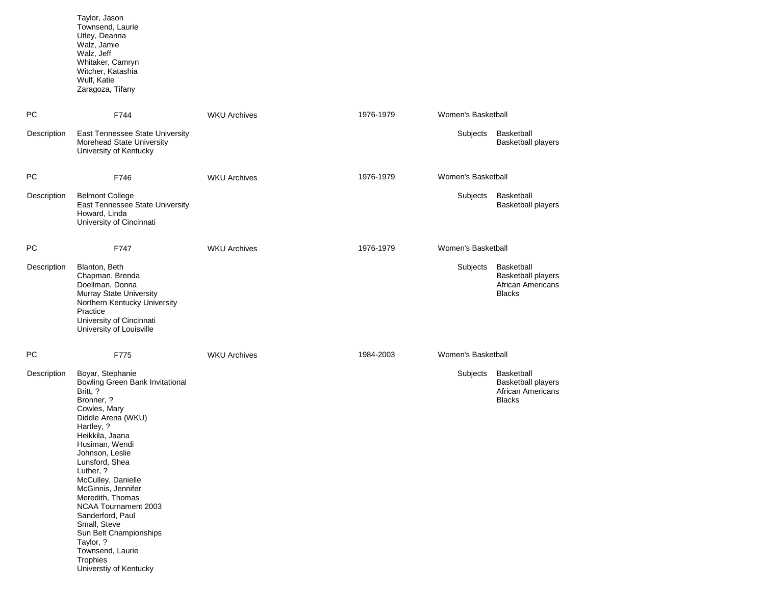Taylor, Jason
Townsend, Laurie
Utley, Deanna
Walz, Jamie
Walz, Jeff
Whitaker, Camryn
Witcher, Katashia
Wulf, Katie
Zaragoza, Tifany

PC F744 WKU Archives 1976-1979 Women's Basketball

Description
East Tennessee State University
Morehead State University
University of Kentucky

Subjects
Basketball
Basketball players

PC F746 WKU Archives 1976-1979 Women's Basketball

Description
Belmont College
East Tennessee State University
Howard, Linda
University of Cincinnati

Subjects
Basketball
Basketball players

PC F747 WKU Archives 1976-1979 Women's Basketball

Description
Blanton, Beth
Chapman, Brenda
Doellman, Donna
Murray State University
Northern Kentucky University
Practice
University of Cincinnati
University of Louisville

Subjects
Basketball
Basketball players
African Americans
Blacks

PC F775 WKU Archives 1984-2003 Women's Basketball

Description
Boyar, Stephanie
Bowling Green Bank Invitational
Britt, ?
Bronner, ?
Cowles, Mary
Diddle Arena (WKU)
Hartley, ?
Heikkila, Jaana
Husiman, Wendi
Johnson, Leslie
Lunsford, Shea
Luther, ?
McCulley, Danielle
McGinnis, Jennifer
Meredith, Thomas
NCAA Tournament 2003
Sanderford, Paul
Small, Steve
Sun Belt Championships
Taylor, ?
Townsend, Laurie
Trophies
Universtiy of Kentucky

Subjects
Basketball
Basketball players
African Americans
Blacks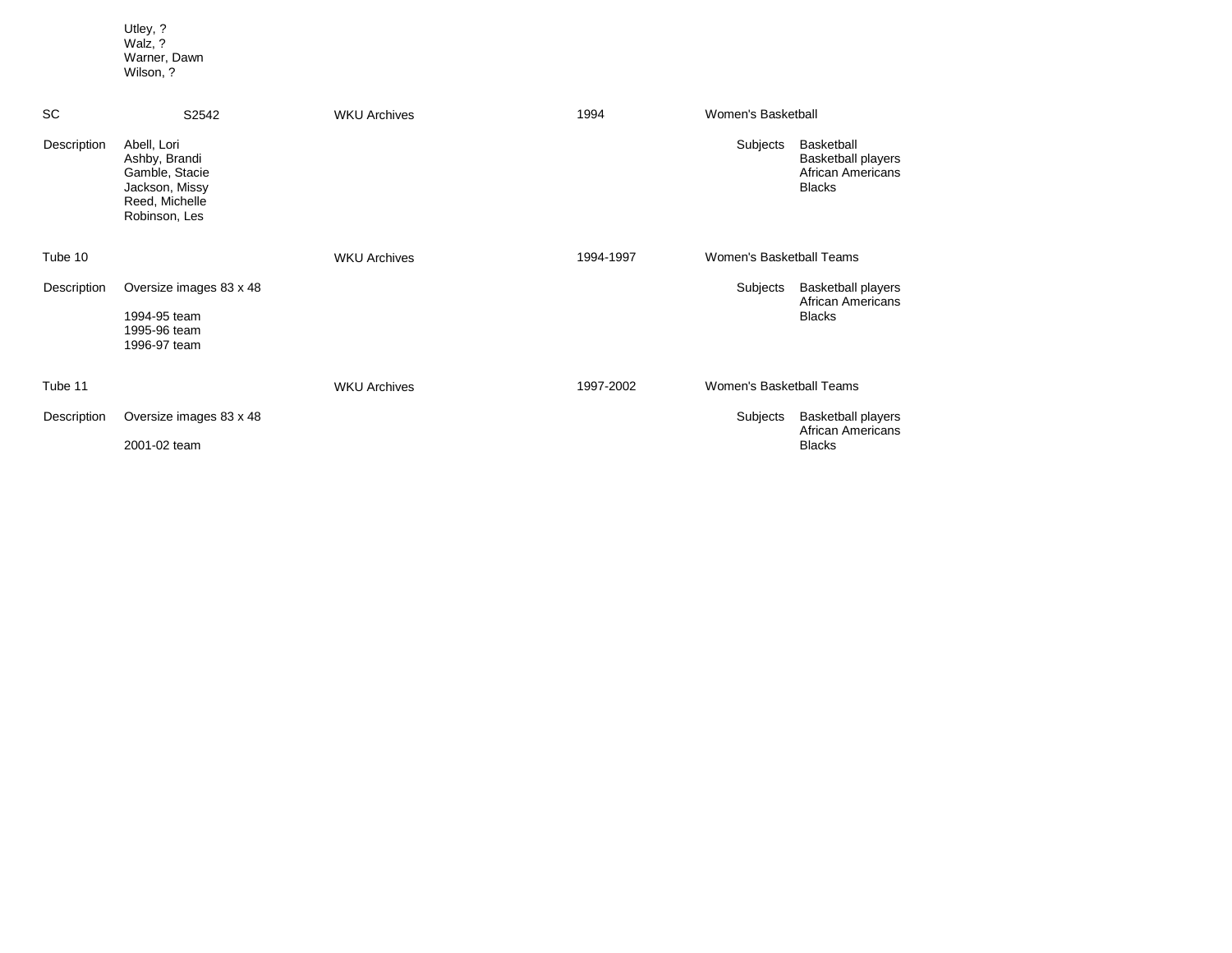Utley, ?
Walz, ?
Warner, Dawn
Wilson, ?

| | | | | | |
|---|---|---|---|---|---|
| SC | S2542 | WKU Archives | 1994 | Women's Basketball | |
| Description | Abell, Lori<br>Ashby, Brandi<br>Gamble, Stacie<br>Jackson, Missy<br>Reed, Michelle<br>Robinson, Les | | | Subjects | Basketball<br>Basketball players<br>African Americans<br>Blacks |
| Tube 10 | | WKU Archives | 1994-1997 | Women's Basketball Teams | |
| Description | Oversize images 83 x 48<br><br>1994-95 team<br>1995-96 team<br>1996-97 team | | | Subjects | Basketball players<br>African Americans<br>Blacks |
| Tube 11 | | WKU Archives | 1997-2002 | Women's Basketball Teams | |
| Description | Oversize images 83 x 48<br><br>2001-02 team | | | Subjects | Basketball players<br>African Americans<br>Blacks |